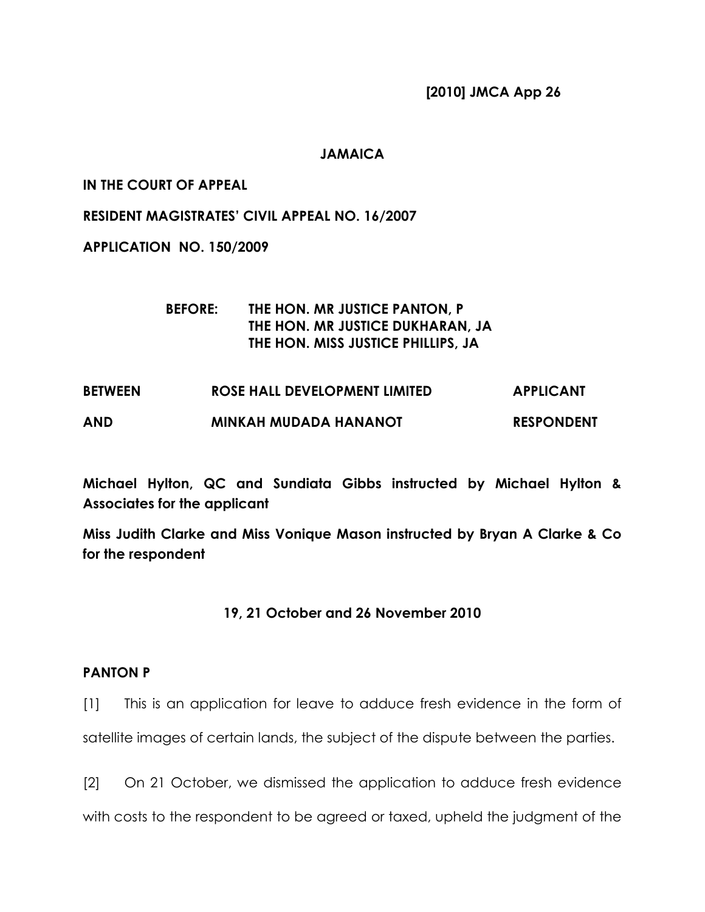**[2010] JMCA App 26**

**JAMAICA**

**IN THE COURT OF APPEAL**

**RESIDENT MAGISTRATES' CIVIL APPEAL NO. 16/2007**

**APPLICATION NO. 150/2009**

**BEFORE: THE HON. MR JUSTICE PANTON, P**
**THE HON. MR JUSTICE DUKHARAN, JA**
**THE HON. MISS JUSTICE PHILLIPS, JA**

| | | |
|---|---|---|
| **BETWEEN** | **ROSE HALL DEVELOPMENT LIMITED** | **APPLICANT** |
| **AND** | **MINKAH MUDADA HANANOT** | **RESPONDENT** |

**Michael Hylton, QC and Sundiata Gibbs instructed by Michael Hylton & Associates for the applicant**

**Miss Judith Clarke and Miss Vonique Mason instructed by Bryan A Clarke & Co for the respondent**

**19, 21 October and 26 November 2010**

**PANTON P**

[1] This is an application for leave to adduce fresh evidence in the form of satellite images of certain lands, the subject of the dispute between the parties.

[2] On 21 October, we dismissed the application to adduce fresh evidence with costs to the respondent to be agreed or taxed, upheld the judgment of the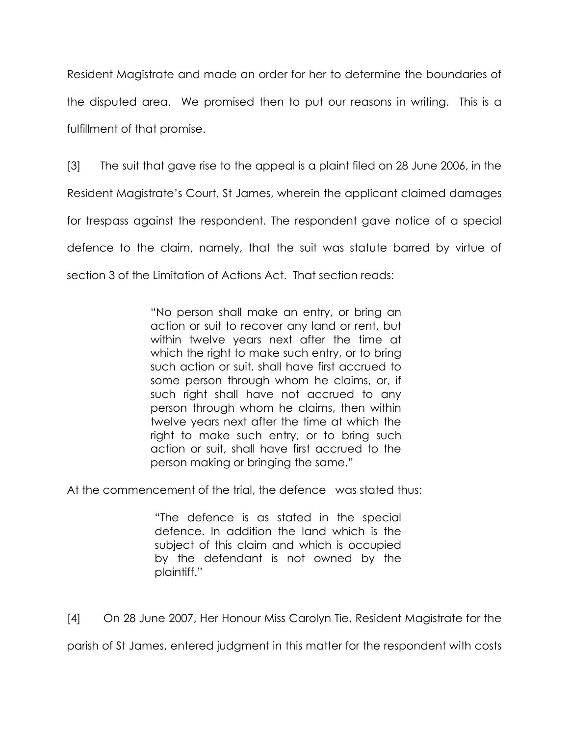Resident Magistrate and made an order for her to determine the boundaries of the disputed area. We promised then to put our reasons in writing. This is a fulfillment of that promise.

[3] The suit that gave rise to the appeal is a plaint filed on 28 June 2006, in the Resident Magistrate's Court, St James, wherein the applicant claimed damages for trespass against the respondent. The respondent gave notice of a special defence to the claim, namely, that the suit was statute barred by virtue of section 3 of the Limitation of Actions Act. That section reads:

> "No person shall make an entry, or bring an action or suit to recover any land or rent, but within twelve years next after the time at which the right to make such entry, or to bring such action or suit, shall have first accrued to some person through whom he claims, or, if such right shall have not accrued to any person through whom he claims, then within twelve years next after the time at which the right to make such entry, or to bring such action or suit, shall have first accrued to the person making or bringing the same."

At the commencement of the trial, the defence was stated thus:

> "The defence is as stated in the special defence. In addition the land which is the subject of this claim and which is occupied by the defendant is not owned by the plaintiff."

[4] On 28 June 2007, Her Honour Miss Carolyn Tie, Resident Magistrate for the parish of St James, entered judgment in this matter for the respondent with costs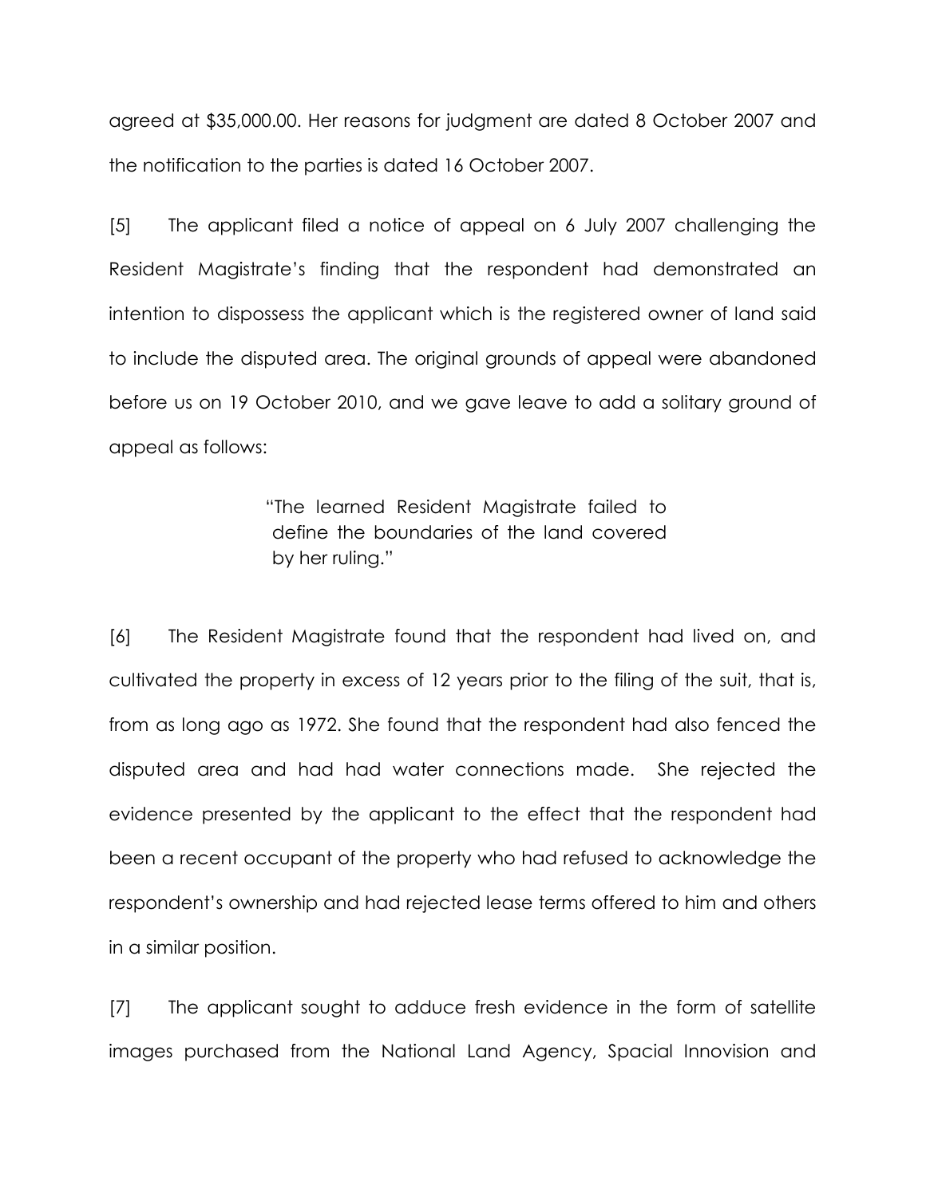agreed at $35,000.00. Her reasons for judgment are dated 8 October 2007 and the notification to the parties is dated 16 October 2007.

[5] The applicant filed a notice of appeal on 6 July 2007 challenging the Resident Magistrate's finding that the respondent had demonstrated an intention to dispossess the applicant which is the registered owner of land said to include the disputed area. The original grounds of appeal were abandoned before us on 19 October 2010, and we gave leave to add a solitary ground of appeal as follows:

> "The learned Resident Magistrate failed to define the boundaries of the land covered by her ruling."

[6] The Resident Magistrate found that the respondent had lived on, and cultivated the property in excess of 12 years prior to the filing of the suit, that is, from as long ago as 1972. She found that the respondent had also fenced the disputed area and had had water connections made. She rejected the evidence presented by the applicant to the effect that the respondent had been a recent occupant of the property who had refused to acknowledge the respondent's ownership and had rejected lease terms offered to him and others in a similar position.

[7] The applicant sought to adduce fresh evidence in the form of satellite images purchased from the National Land Agency, Spacial Innovision and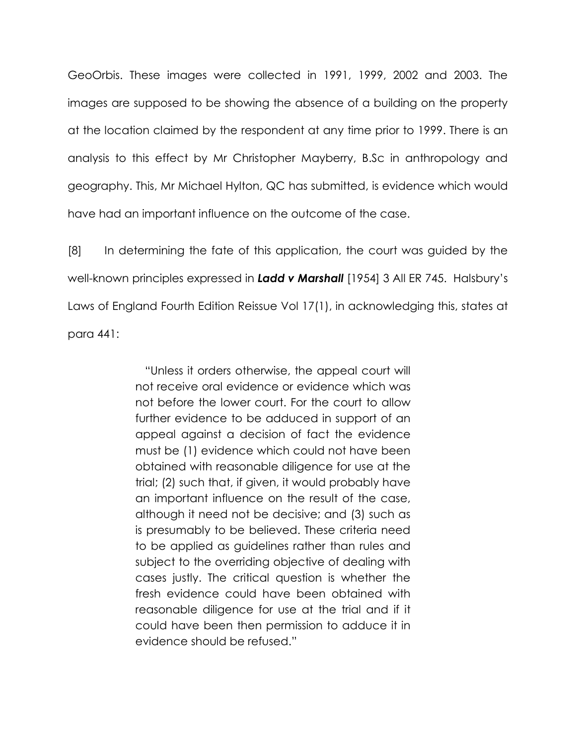GeoOrbis. These images were collected in 1991, 1999, 2002 and 2003. The images are supposed to be showing the absence of a building on the property at the location claimed by the respondent at any time prior to 1999. There is an analysis to this effect by Mr Christopher Mayberry, B.Sc in anthropology and geography. This, Mr Michael Hylton, QC has submitted, is evidence which would have had an important influence on the outcome of the case.

[8] In determining the fate of this application, the court was guided by the well-known principles expressed in ***Ladd v Marshall*** [1954] 3 All ER 745. Halsbury's Laws of England Fourth Edition Reissue Vol 17(1), in acknowledging this, states at para 441:

> "Unless it orders otherwise, the appeal court will not receive oral evidence or evidence which was not before the lower court. For the court to allow further evidence to be adduced in support of an appeal against a decision of fact the evidence must be (1) evidence which could not have been obtained with reasonable diligence for use at the trial; (2) such that, if given, it would probably have an important influence on the result of the case, although it need not be decisive; and (3) such as is presumably to be believed. These criteria need to be applied as guidelines rather than rules and subject to the overriding objective of dealing with cases justly. The critical question is whether the fresh evidence could have been obtained with reasonable diligence for use at the trial and if it could have been then permission to adduce it in evidence should be refused."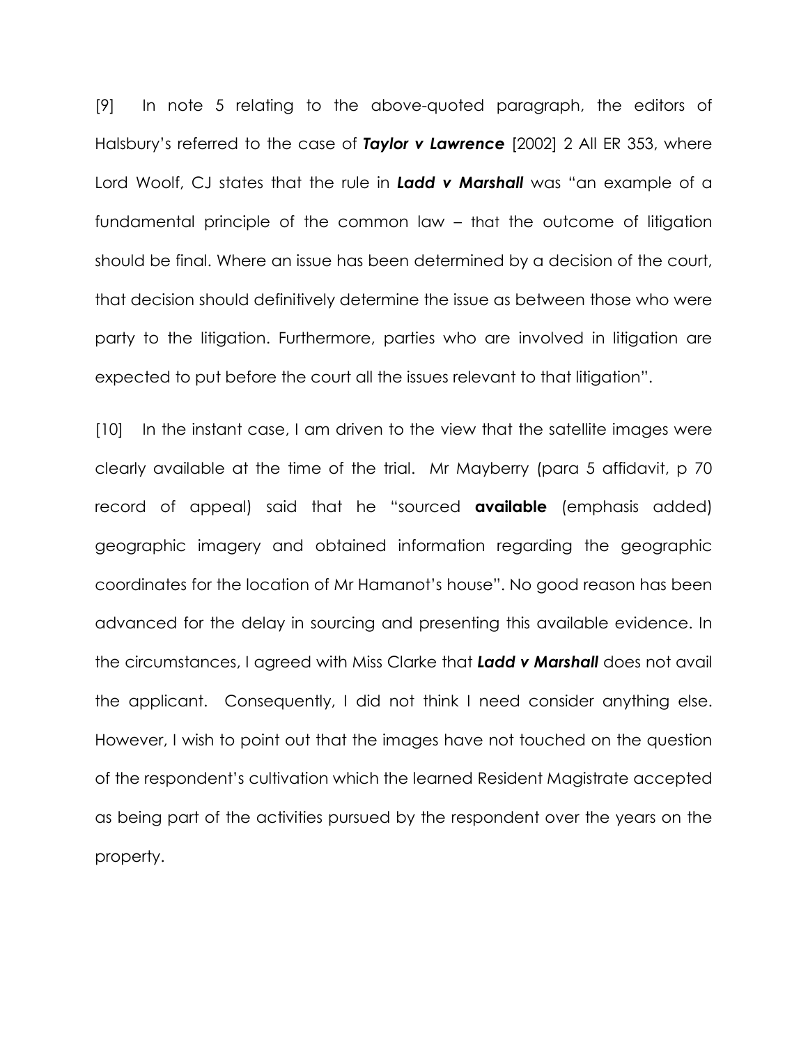[9] In note 5 relating to the above-quoted paragraph, the editors of Halsbury's referred to the case of ***Taylor v Lawrence*** [2002] 2 All ER 353, where Lord Woolf, CJ states that the rule in ***Ladd v Marshall*** was "an example of a fundamental principle of the common law – that the outcome of litigation should be final. Where an issue has been determined by a decision of the court, that decision should definitively determine the issue as between those who were party to the litigation. Furthermore, parties who are involved in litigation are expected to put before the court all the issues relevant to that litigation".

[10] In the instant case, I am driven to the view that the satellite images were clearly available at the time of the trial. Mr Mayberry (para 5 affidavit, p 70 record of appeal) said that he "sourced **available** (emphasis added) geographic imagery and obtained information regarding the geographic coordinates for the location of Mr Hamanot's house". No good reason has been advanced for the delay in sourcing and presenting this available evidence. In the circumstances, I agreed with Miss Clarke that ***Ladd v Marshall*** does not avail the applicant. Consequently, I did not think I need consider anything else. However, I wish to point out that the images have not touched on the question of the respondent's cultivation which the learned Resident Magistrate accepted as being part of the activities pursued by the respondent over the years on the property.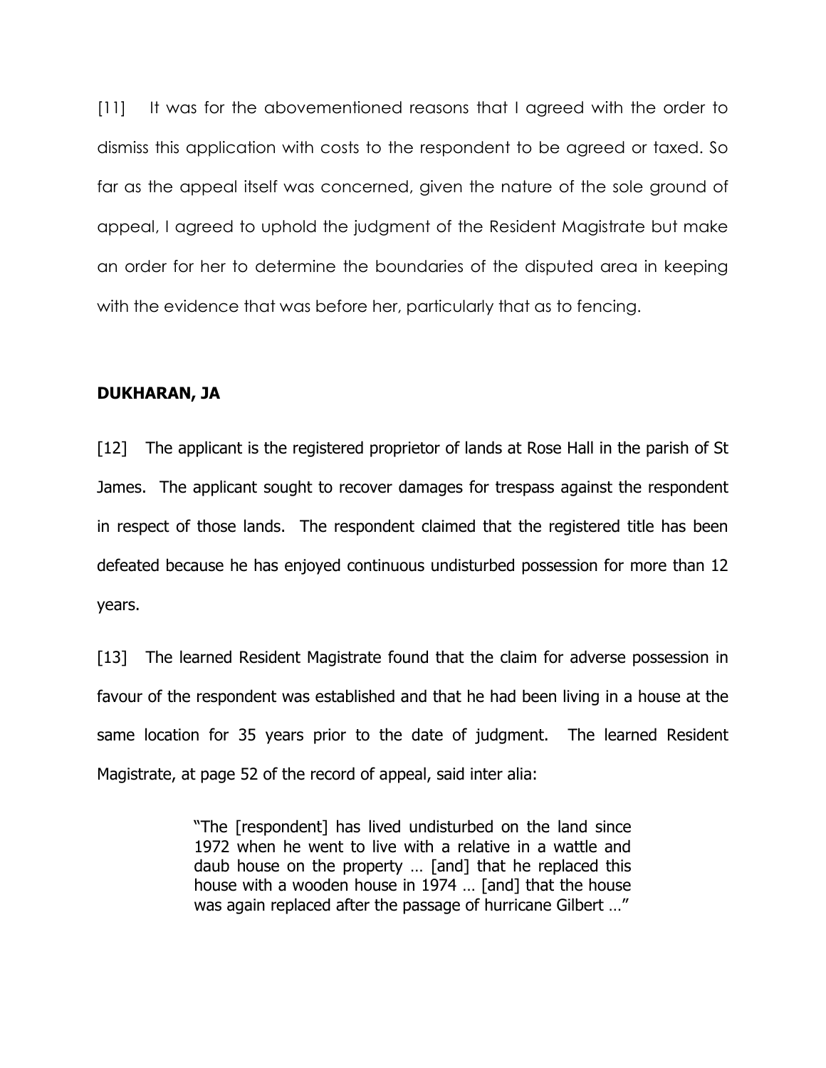[11] It was for the abovementioned reasons that I agreed with the order to dismiss this application with costs to the respondent to be agreed or taxed. So far as the appeal itself was concerned, given the nature of the sole ground of appeal, I agreed to uphold the judgment of the Resident Magistrate but make an order for her to determine the boundaries of the disputed area in keeping with the evidence that was before her, particularly that as to fencing.

**DUKHARAN, JA**

[12] The applicant is the registered proprietor of lands at Rose Hall in the parish of St James. The applicant sought to recover damages for trespass against the respondent in respect of those lands. The respondent claimed that the registered title has been defeated because he has enjoyed continuous undisturbed possession for more than 12 years.

[13] The learned Resident Magistrate found that the claim for adverse possession in favour of the respondent was established and that he had been living in a house at the same location for 35 years prior to the date of judgment. The learned Resident Magistrate, at page 52 of the record of appeal, said inter alia:

> "The [respondent] has lived undisturbed on the land since 1972 when he went to live with a relative in a wattle and daub house on the property … [and] that he replaced this house with a wooden house in 1974 … [and] that the house was again replaced after the passage of hurricane Gilbert …"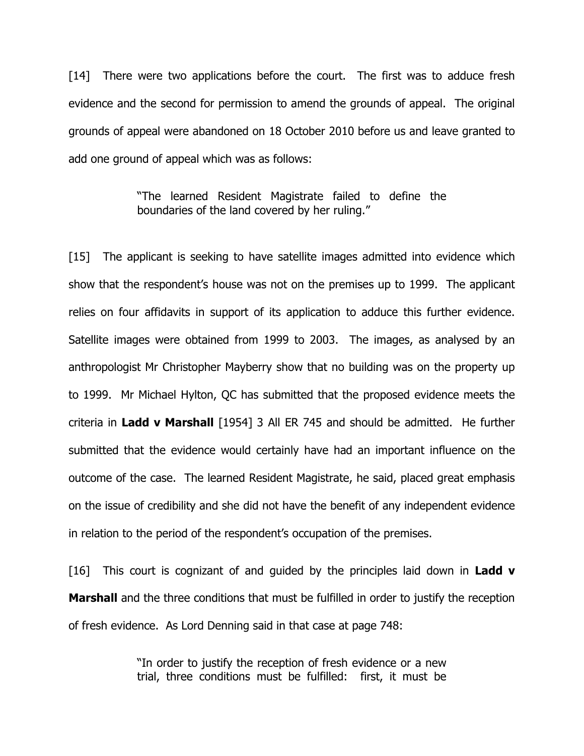[14] There were two applications before the court. The first was to adduce fresh evidence and the second for permission to amend the grounds of appeal. The original grounds of appeal were abandoned on 18 October 2010 before us and leave granted to add one ground of appeal which was as follows:

> "The learned Resident Magistrate failed to define the boundaries of the land covered by her ruling."

[15] The applicant is seeking to have satellite images admitted into evidence which show that the respondent's house was not on the premises up to 1999. The applicant relies on four affidavits in support of its application to adduce this further evidence. Satellite images were obtained from 1999 to 2003. The images, as analysed by an anthropologist Mr Christopher Mayberry show that no building was on the property up to 1999. Mr Michael Hylton, QC has submitted that the proposed evidence meets the criteria in **Ladd v Marshall** [1954] 3 All ER 745 and should be admitted. He further submitted that the evidence would certainly have had an important influence on the outcome of the case. The learned Resident Magistrate, he said, placed great emphasis on the issue of credibility and she did not have the benefit of any independent evidence in relation to the period of the respondent's occupation of the premises.

[16] This court is cognizant of and guided by the principles laid down in **Ladd v Marshall** and the three conditions that must be fulfilled in order to justify the reception of fresh evidence. As Lord Denning said in that case at page 748:

> "In order to justify the reception of fresh evidence or a new trial, three conditions must be fulfilled: first, it must be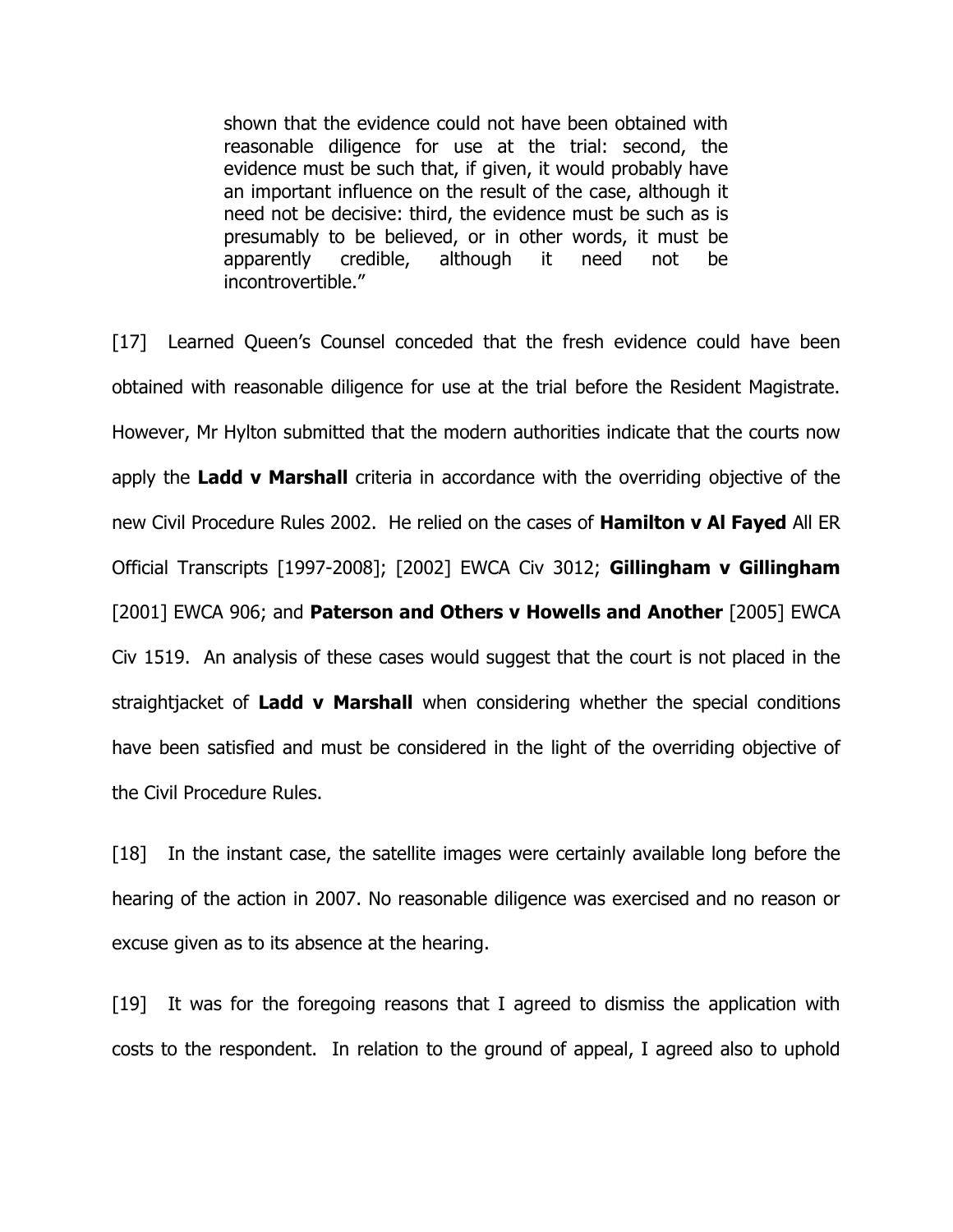> shown that the evidence could not have been obtained with reasonable diligence for use at the trial: second, the evidence must be such that, if given, it would probably have an important influence on the result of the case, although it need not be decisive: third, the evidence must be such as is presumably to be believed, or in other words, it must be apparently credible, although it need not be incontrovertible."

[17] Learned Queen's Counsel conceded that the fresh evidence could have been obtained with reasonable diligence for use at the trial before the Resident Magistrate. However, Mr Hylton submitted that the modern authorities indicate that the courts now apply the **Ladd v Marshall** criteria in accordance with the overriding objective of the new Civil Procedure Rules 2002. He relied on the cases of **Hamilton v Al Fayed** All ER Official Transcripts [1997-2008]; [2002] EWCA Civ 3012; **Gillingham v Gillingham** [2001] EWCA 906; and **Paterson and Others v Howells and Another** [2005] EWCA Civ 1519. An analysis of these cases would suggest that the court is not placed in the straightjacket of **Ladd v Marshall** when considering whether the special conditions have been satisfied and must be considered in the light of the overriding objective of the Civil Procedure Rules.

[18] In the instant case, the satellite images were certainly available long before the hearing of the action in 2007. No reasonable diligence was exercised and no reason or excuse given as to its absence at the hearing.

[19] It was for the foregoing reasons that I agreed to dismiss the application with costs to the respondent. In relation to the ground of appeal, I agreed also to uphold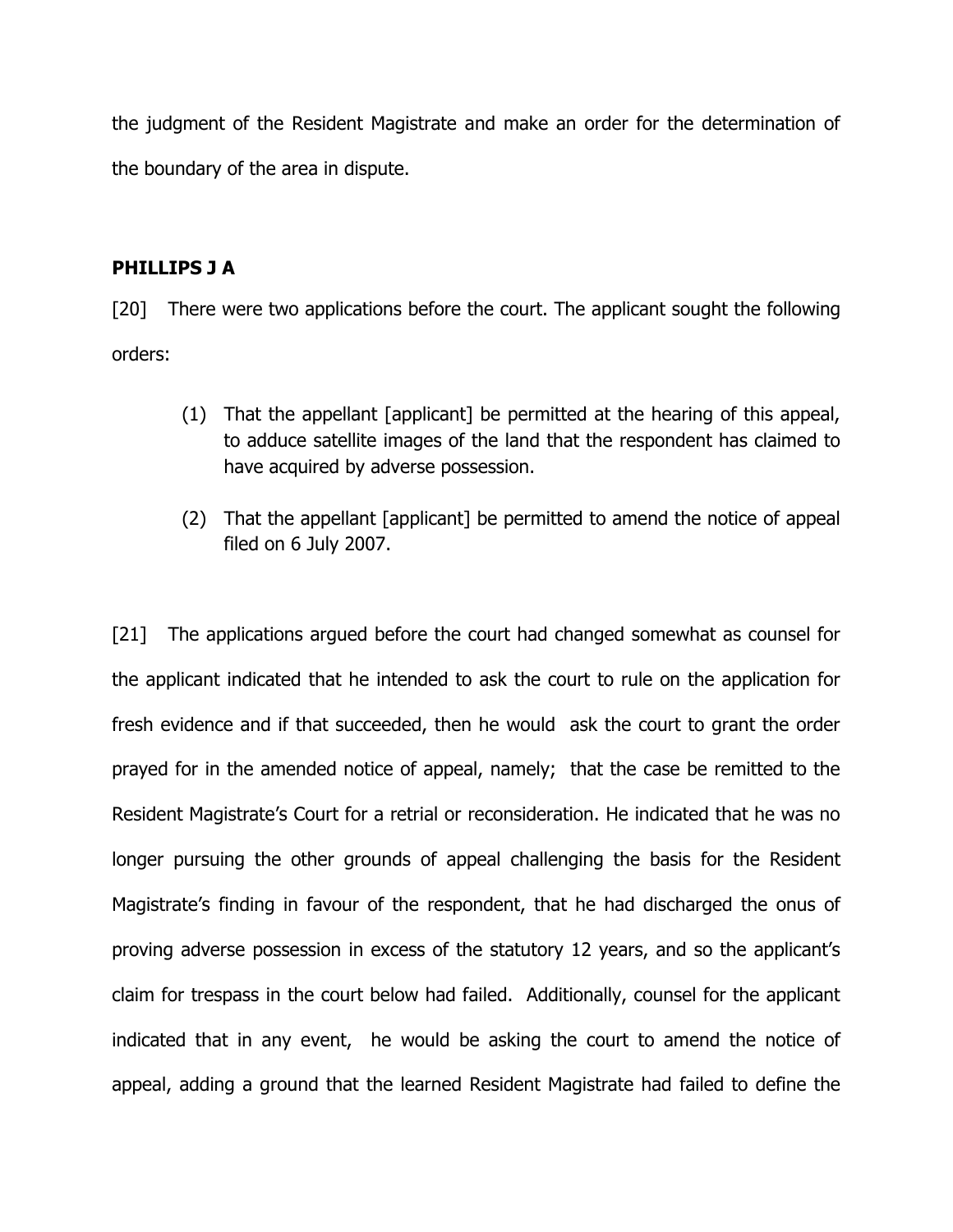the judgment of the Resident Magistrate and make an order for the determination of the boundary of the area in dispute.

**PHILLIPS J A**

[20] There were two applications before the court. The applicant sought the following orders:

> (1) That the appellant [applicant] be permitted at the hearing of this appeal, to adduce satellite images of the land that the respondent has claimed to have acquired by adverse possession.
>
> (2) That the appellant [applicant] be permitted to amend the notice of appeal filed on 6 July 2007.

[21] The applications argued before the court had changed somewhat as counsel for the applicant indicated that he intended to ask the court to rule on the application for fresh evidence and if that succeeded, then he would ask the court to grant the order prayed for in the amended notice of appeal, namely; that the case be remitted to the Resident Magistrate's Court for a retrial or reconsideration. He indicated that he was no longer pursuing the other grounds of appeal challenging the basis for the Resident Magistrate's finding in favour of the respondent, that he had discharged the onus of proving adverse possession in excess of the statutory 12 years, and so the applicant's claim for trespass in the court below had failed. Additionally, counsel for the applicant indicated that in any event, he would be asking the court to amend the notice of appeal, adding a ground that the learned Resident Magistrate had failed to define the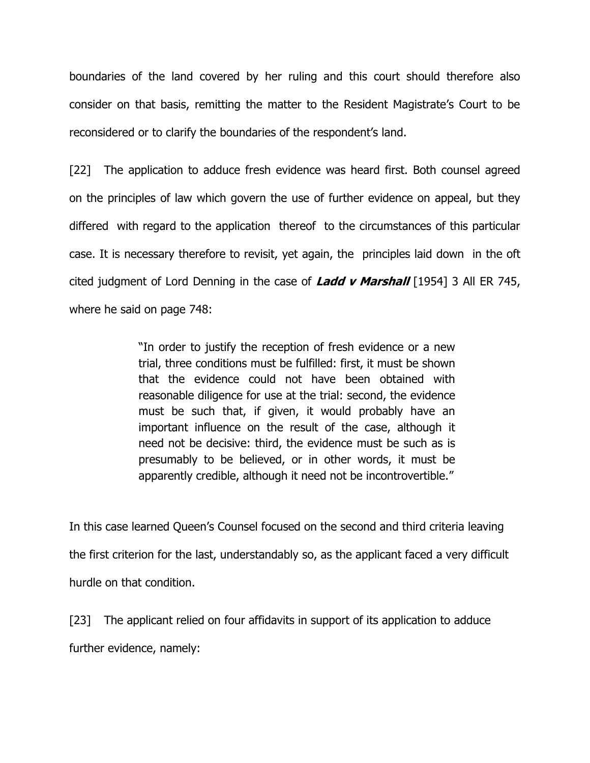boundaries of the land covered by her ruling and this court should therefore also consider on that basis, remitting the matter to the Resident Magistrate's Court to be reconsidered or to clarify the boundaries of the respondent's land.

[22] The application to adduce fresh evidence was heard first. Both counsel agreed on the principles of law which govern the use of further evidence on appeal, but they differed with regard to the application thereof to the circumstances of this particular case. It is necessary therefore to revisit, yet again, the principles laid down in the oft cited judgment of Lord Denning in the case of ***Ladd v Marshall*** [1954] 3 All ER 745, where he said on page 748:

> "In order to justify the reception of fresh evidence or a new trial, three conditions must be fulfilled: first, it must be shown that the evidence could not have been obtained with reasonable diligence for use at the trial: second, the evidence must be such that, if given, it would probably have an important influence on the result of the case, although it need not be decisive: third, the evidence must be such as is presumably to be believed, or in other words, it must be apparently credible, although it need not be incontrovertible."

In this case learned Queen's Counsel focused on the second and third criteria leaving the first criterion for the last, understandably so, as the applicant faced a very difficult hurdle on that condition.

[23] The applicant relied on four affidavits in support of its application to adduce further evidence, namely: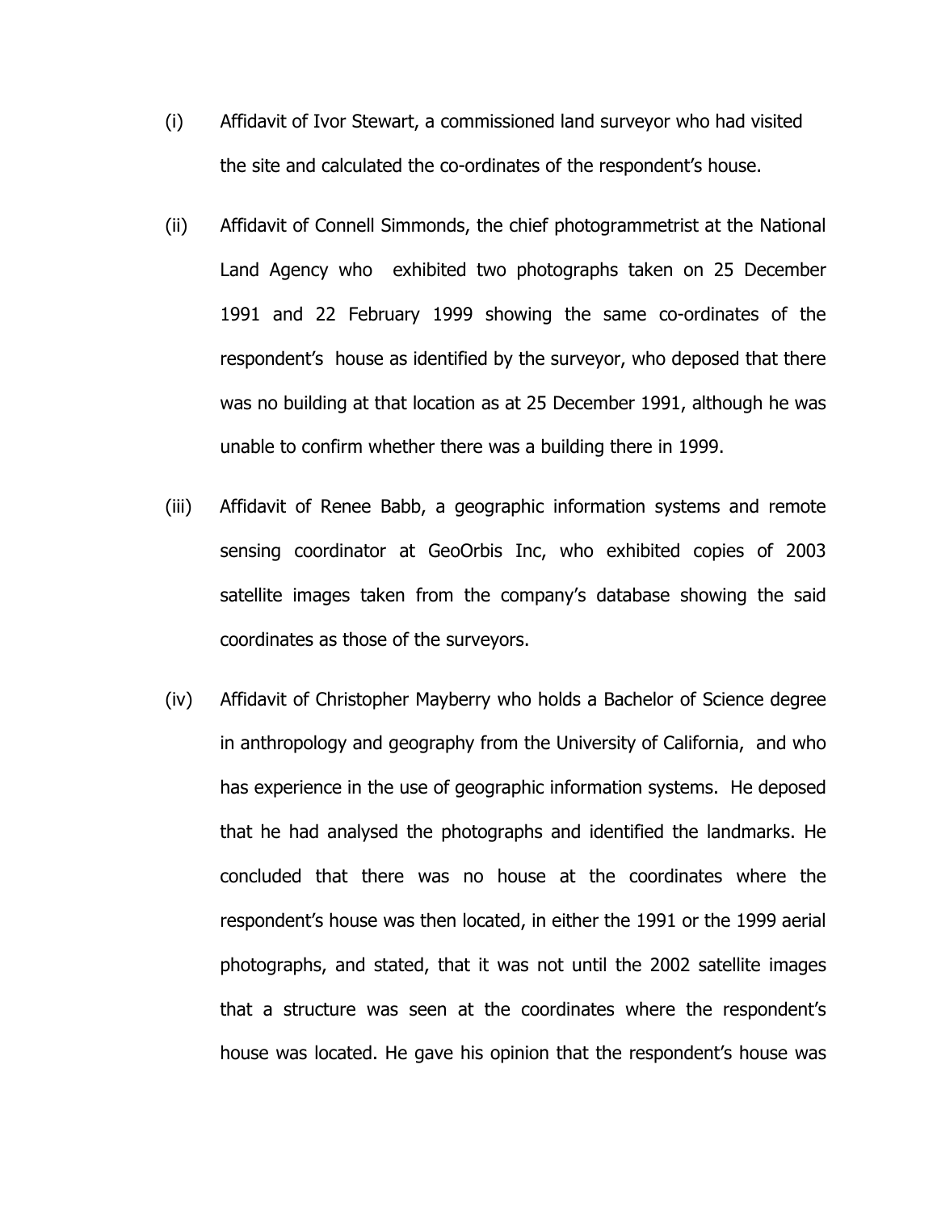(i) Affidavit of Ivor Stewart, a commissioned land surveyor who had visited the site and calculated the co-ordinates of the respondent's house.

(ii) Affidavit of Connell Simmonds, the chief photogrammetrist at the National Land Agency who exhibited two photographs taken on 25 December 1991 and 22 February 1999 showing the same co-ordinates of the respondent's house as identified by the surveyor, who deposed that there was no building at that location as at 25 December 1991, although he was unable to confirm whether there was a building there in 1999.

(iii) Affidavit of Renee Babb, a geographic information systems and remote sensing coordinator at GeoOrbis Inc, who exhibited copies of 2003 satellite images taken from the company's database showing the said coordinates as those of the surveyors.

(iv) Affidavit of Christopher Mayberry who holds a Bachelor of Science degree in anthropology and geography from the University of California, and who has experience in the use of geographic information systems. He deposed that he had analysed the photographs and identified the landmarks. He concluded that there was no house at the coordinates where the respondent's house was then located, in either the 1991 or the 1999 aerial photographs, and stated, that it was not until the 2002 satellite images that a structure was seen at the coordinates where the respondent's house was located. He gave his opinion that the respondent's house was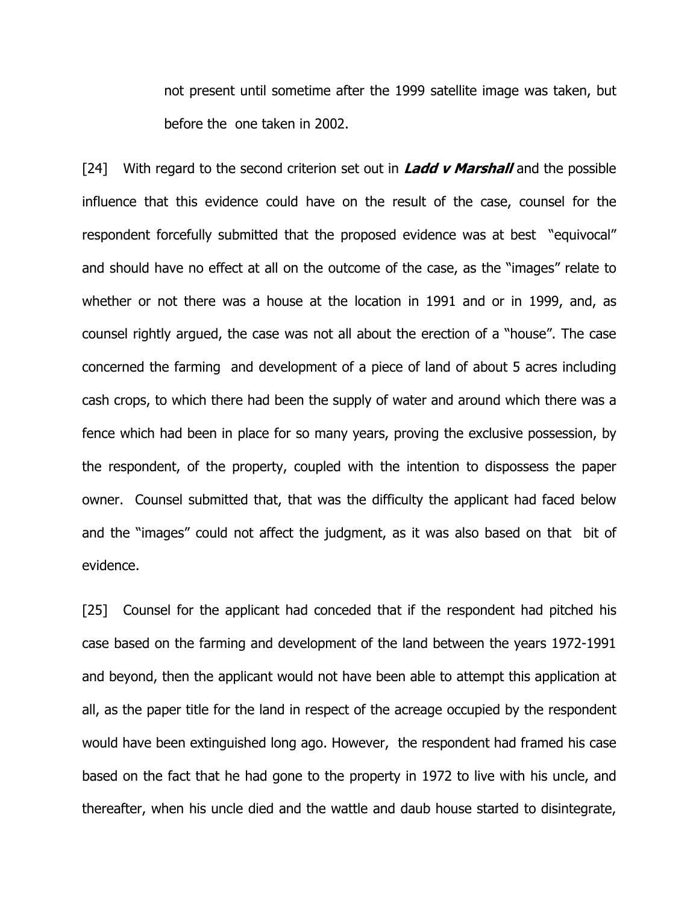not present until sometime after the 1999 satellite image was taken, but before the one taken in 2002.

[24] With regard to the second criterion set out in ***Ladd v Marshall*** and the possible influence that this evidence could have on the result of the case, counsel for the respondent forcefully submitted that the proposed evidence was at best "equivocal" and should have no effect at all on the outcome of the case, as the "images" relate to whether or not there was a house at the location in 1991 and or in 1999, and, as counsel rightly argued, the case was not all about the erection of a "house". The case concerned the farming and development of a piece of land of about 5 acres including cash crops, to which there had been the supply of water and around which there was a fence which had been in place for so many years, proving the exclusive possession, by the respondent, of the property, coupled with the intention to dispossess the paper owner. Counsel submitted that, that was the difficulty the applicant had faced below and the "images" could not affect the judgment, as it was also based on that bit of evidence.

[25] Counsel for the applicant had conceded that if the respondent had pitched his case based on the farming and development of the land between the years 1972-1991 and beyond, then the applicant would not have been able to attempt this application at all, as the paper title for the land in respect of the acreage occupied by the respondent would have been extinguished long ago. However, the respondent had framed his case based on the fact that he had gone to the property in 1972 to live with his uncle, and thereafter, when his uncle died and the wattle and daub house started to disintegrate,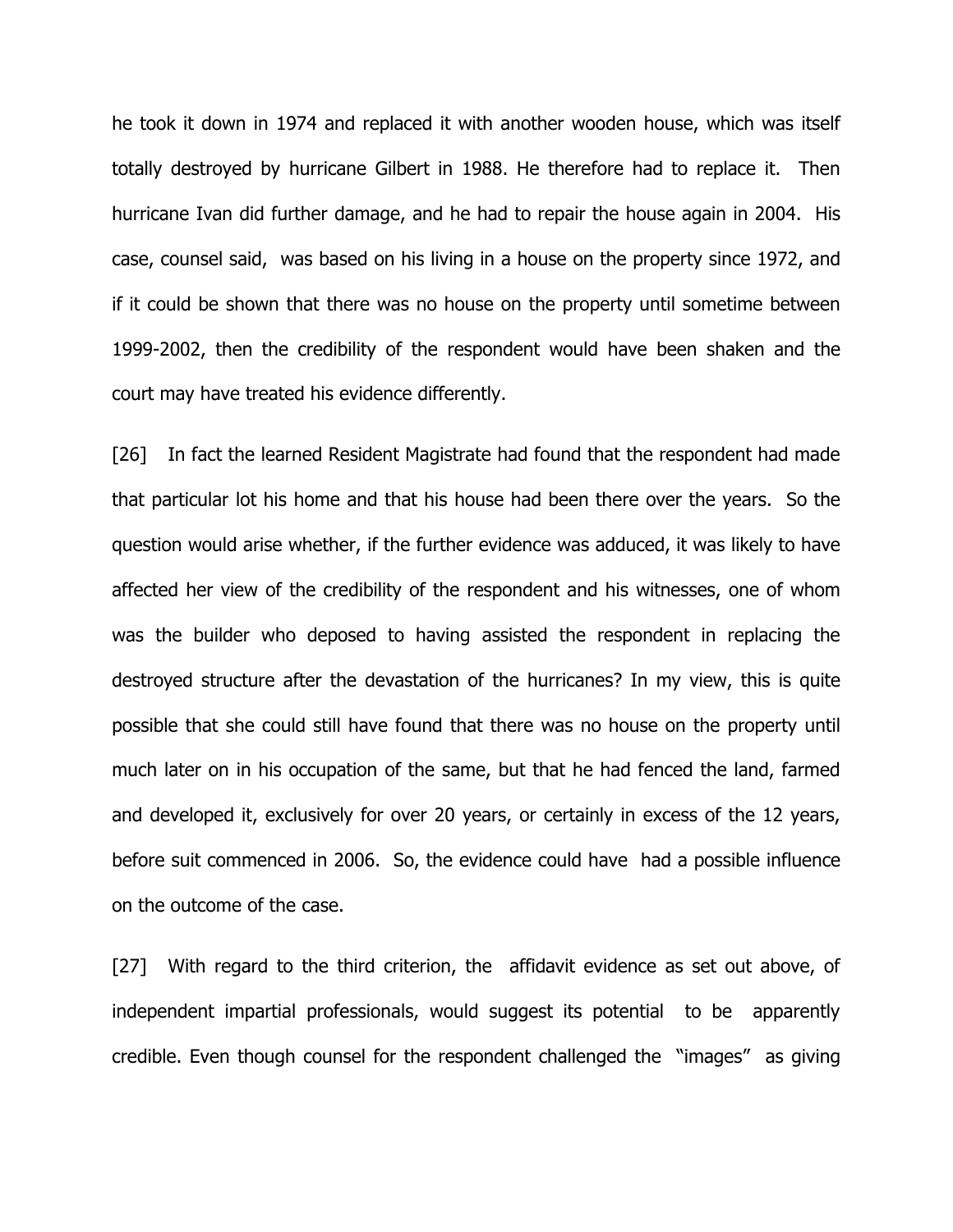he took it down in 1974 and replaced it with another wooden house, which was itself totally destroyed by hurricane Gilbert in 1988. He therefore had to replace it. Then hurricane Ivan did further damage, and he had to repair the house again in 2004. His case, counsel said, was based on his living in a house on the property since 1972, and if it could be shown that there was no house on the property until sometime between 1999-2002, then the credibility of the respondent would have been shaken and the court may have treated his evidence differently.

[26] In fact the learned Resident Magistrate had found that the respondent had made that particular lot his home and that his house had been there over the years. So the question would arise whether, if the further evidence was adduced, it was likely to have affected her view of the credibility of the respondent and his witnesses, one of whom was the builder who deposed to having assisted the respondent in replacing the destroyed structure after the devastation of the hurricanes? In my view, this is quite possible that she could still have found that there was no house on the property until much later on in his occupation of the same, but that he had fenced the land, farmed and developed it, exclusively for over 20 years, or certainly in excess of the 12 years, before suit commenced in 2006. So, the evidence could have had a possible influence on the outcome of the case.

[27] With regard to the third criterion, the affidavit evidence as set out above, of independent impartial professionals, would suggest its potential to be apparently credible. Even though counsel for the respondent challenged the "images" as giving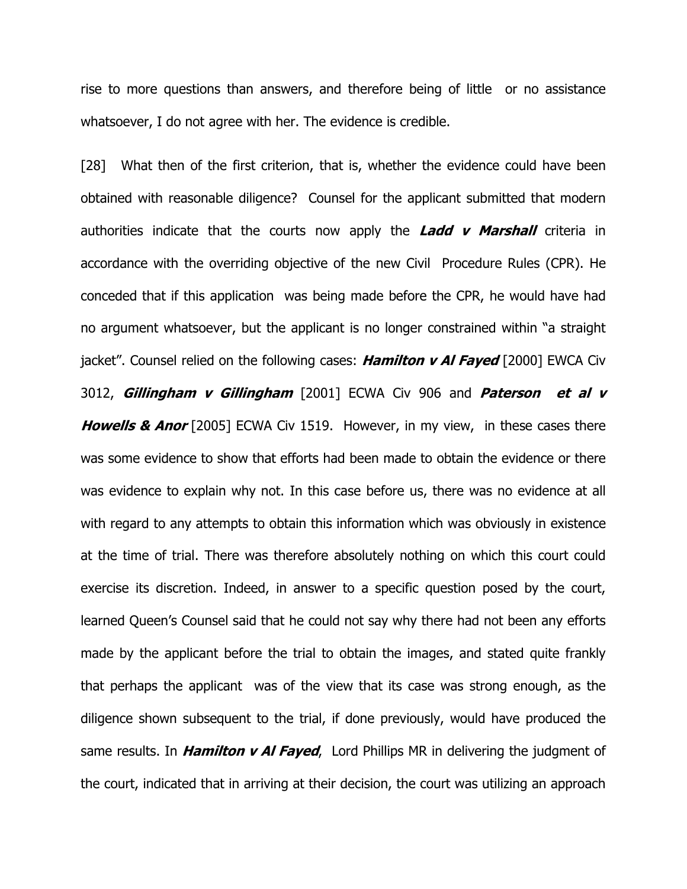rise to more questions than answers, and therefore being of little or no assistance whatsoever, I do not agree with her. The evidence is credible.

[28] What then of the first criterion, that is, whether the evidence could have been obtained with reasonable diligence? Counsel for the applicant submitted that modern authorities indicate that the courts now apply the ***Ladd v Marshall*** criteria in accordance with the overriding objective of the new Civil Procedure Rules (CPR). He conceded that if this application was being made before the CPR, he would have had no argument whatsoever, but the applicant is no longer constrained within "a straight jacket". Counsel relied on the following cases: ***Hamilton v Al Fayed*** [2000] EWCA Civ 3012, ***Gillingham v Gillingham*** [2001] ECWA Civ 906 and ***Paterson et al v Howells & Anor*** [2005] ECWA Civ 1519. However, in my view, in these cases there was some evidence to show that efforts had been made to obtain the evidence or there was evidence to explain why not. In this case before us, there was no evidence at all with regard to any attempts to obtain this information which was obviously in existence at the time of trial. There was therefore absolutely nothing on which this court could exercise its discretion. Indeed, in answer to a specific question posed by the court, learned Queen's Counsel said that he could not say why there had not been any efforts made by the applicant before the trial to obtain the images, and stated quite frankly that perhaps the applicant was of the view that its case was strong enough, as the diligence shown subsequent to the trial, if done previously, would have produced the same results. In ***Hamilton v Al Fayed***, Lord Phillips MR in delivering the judgment of the court, indicated that in arriving at their decision, the court was utilizing an approach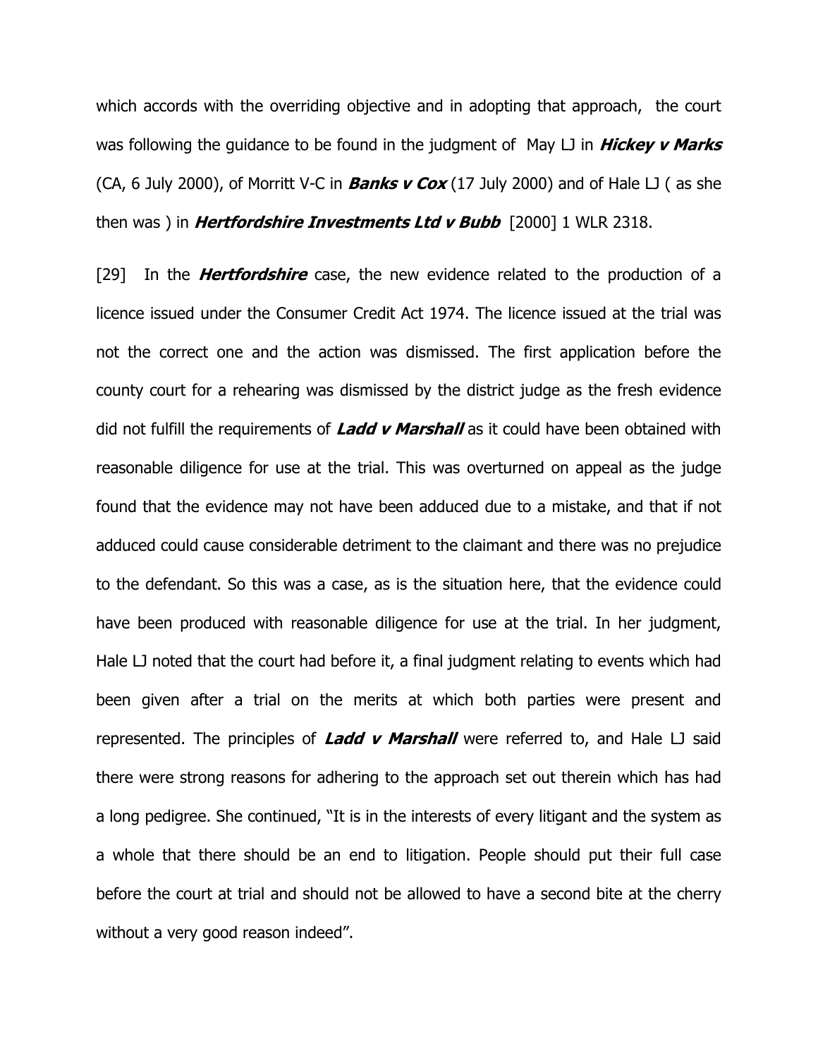which accords with the overriding objective and in adopting that approach, the court was following the guidance to be found in the judgment of May LJ in ***Hickey v Marks*** (CA, 6 July 2000), of Morritt V-C in ***Banks v Cox*** (17 July 2000) and of Hale LJ ( as she then was ) in ***Hertfordshire Investments Ltd v Bubb*** [2000] 1 WLR 2318.

[29] In the ***Hertfordshire*** case, the new evidence related to the production of a licence issued under the Consumer Credit Act 1974. The licence issued at the trial was not the correct one and the action was dismissed. The first application before the county court for a rehearing was dismissed by the district judge as the fresh evidence did not fulfill the requirements of ***Ladd v Marshall*** as it could have been obtained with reasonable diligence for use at the trial. This was overturned on appeal as the judge found that the evidence may not have been adduced due to a mistake, and that if not adduced could cause considerable detriment to the claimant and there was no prejudice to the defendant. So this was a case, as is the situation here, that the evidence could have been produced with reasonable diligence for use at the trial. In her judgment, Hale LJ noted that the court had before it, a final judgment relating to events which had been given after a trial on the merits at which both parties were present and represented. The principles of ***Ladd v Marshall*** were referred to, and Hale LJ said there were strong reasons for adhering to the approach set out therein which has had a long pedigree. She continued, "It is in the interests of every litigant and the system as a whole that there should be an end to litigation. People should put their full case before the court at trial and should not be allowed to have a second bite at the cherry without a very good reason indeed".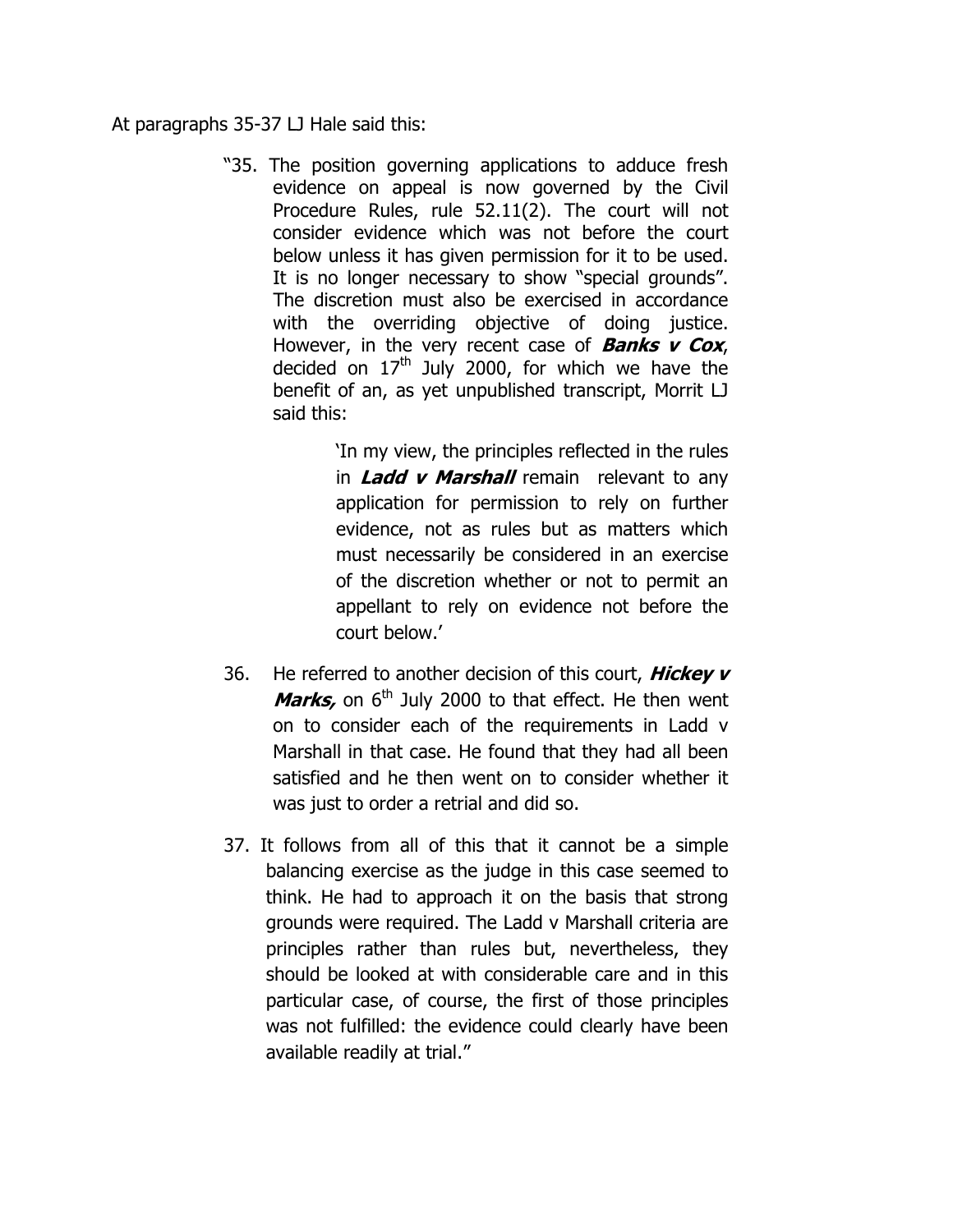At paragraphs 35-37 LJ Hale said this:

> "35. The position governing applications to adduce fresh evidence on appeal is now governed by the Civil Procedure Rules, rule 52.11(2). The court will not consider evidence which was not before the court below unless it has given permission for it to be used. It is no longer necessary to show "special grounds". The discretion must also be exercised in accordance with the overriding objective of doing justice. However, in the very recent case of ***Banks v Cox***, decided on 17th July 2000, for which we have the benefit of an, as yet unpublished transcript, Morrit LJ said this:
>
> > 'In my view, the principles reflected in the rules in ***Ladd v Marshall*** remain relevant to any application for permission to rely on further evidence, not as rules but as matters which must necessarily be considered in an exercise of the discretion whether or not to permit an appellant to rely on evidence not before the court below.'
>
> 36. He referred to another decision of this court, ***Hickey v Marks,*** on 6th July 2000 to that effect. He then went on to consider each of the requirements in Ladd v Marshall in that case. He found that they had all been satisfied and he then went on to consider whether it was just to order a retrial and did so.
>
> 37. It follows from all of this that it cannot be a simple balancing exercise as the judge in this case seemed to think. He had to approach it on the basis that strong grounds were required. The Ladd v Marshall criteria are principles rather than rules but, nevertheless, they should be looked at with considerable care and in this particular case, of course, the first of those principles was not fulfilled: the evidence could clearly have been available readily at trial."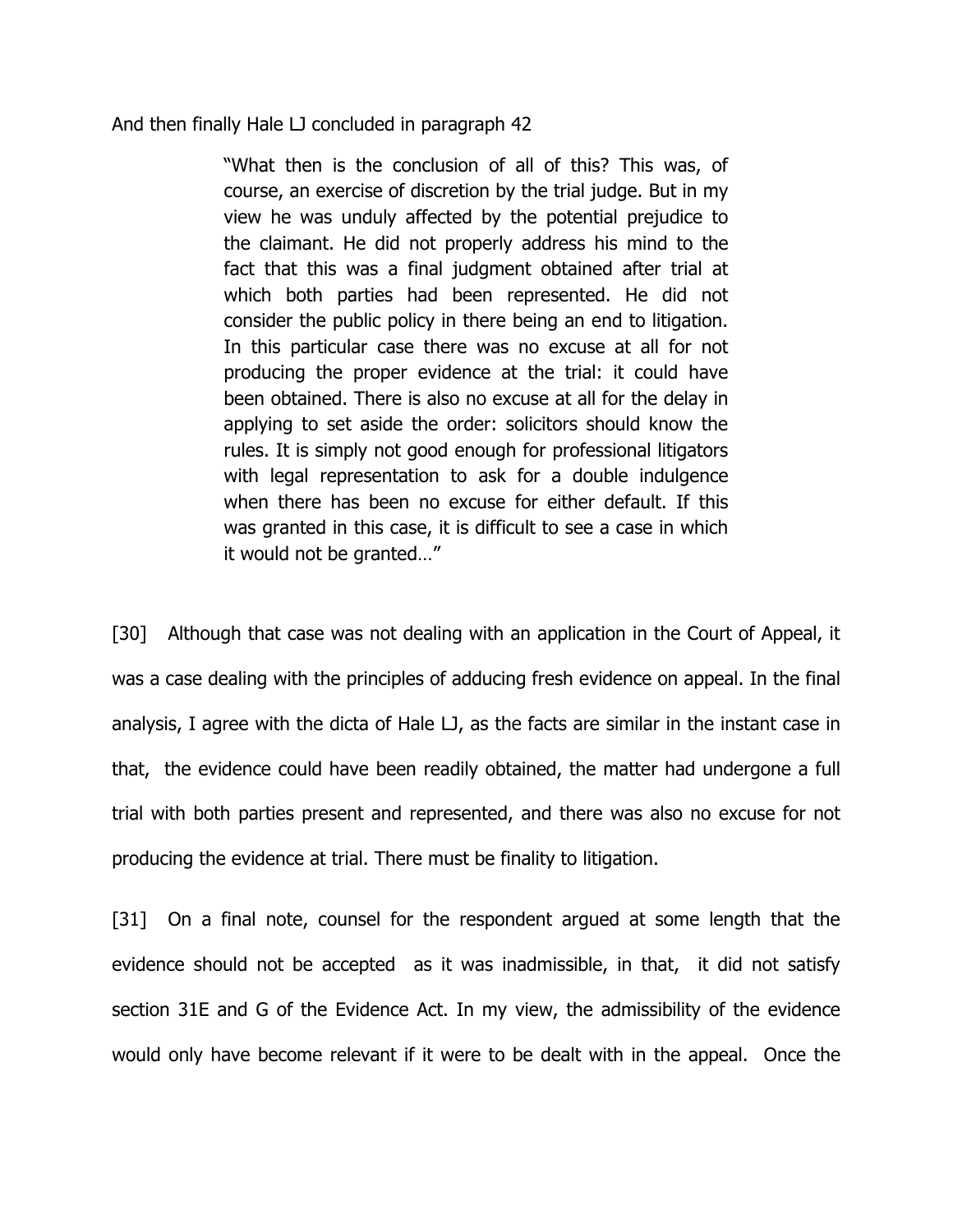And then finally Hale LJ concluded in paragraph 42

> "What then is the conclusion of all of this? This was, of course, an exercise of discretion by the trial judge. But in my view he was unduly affected by the potential prejudice to the claimant. He did not properly address his mind to the fact that this was a final judgment obtained after trial at which both parties had been represented. He did not consider the public policy in there being an end to litigation. In this particular case there was no excuse at all for not producing the proper evidence at the trial: it could have been obtained. There is also no excuse at all for the delay in applying to set aside the order: solicitors should know the rules. It is simply not good enough for professional litigators with legal representation to ask for a double indulgence when there has been no excuse for either default. If this was granted in this case, it is difficult to see a case in which it would not be granted…"

[30] Although that case was not dealing with an application in the Court of Appeal, it was a case dealing with the principles of adducing fresh evidence on appeal. In the final analysis, I agree with the dicta of Hale LJ, as the facts are similar in the instant case in that, the evidence could have been readily obtained, the matter had undergone a full trial with both parties present and represented, and there was also no excuse for not producing the evidence at trial. There must be finality to litigation.

[31] On a final note, counsel for the respondent argued at some length that the evidence should not be accepted as it was inadmissible, in that, it did not satisfy section 31E and G of the Evidence Act. In my view, the admissibility of the evidence would only have become relevant if it were to be dealt with in the appeal. Once the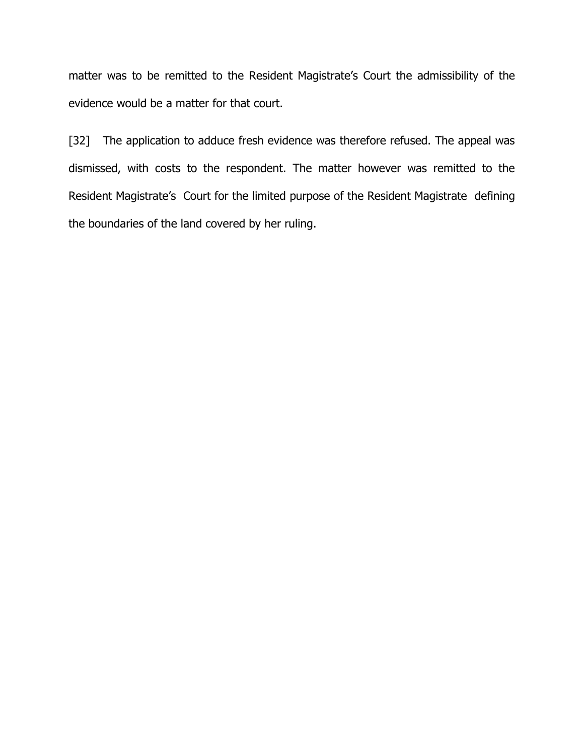matter was to be remitted to the Resident Magistrate's Court the admissibility of the evidence would be a matter for that court.

[32] The application to adduce fresh evidence was therefore refused. The appeal was dismissed, with costs to the respondent. The matter however was remitted to the Resident Magistrate's Court for the limited purpose of the Resident Magistrate defining the boundaries of the land covered by her ruling.